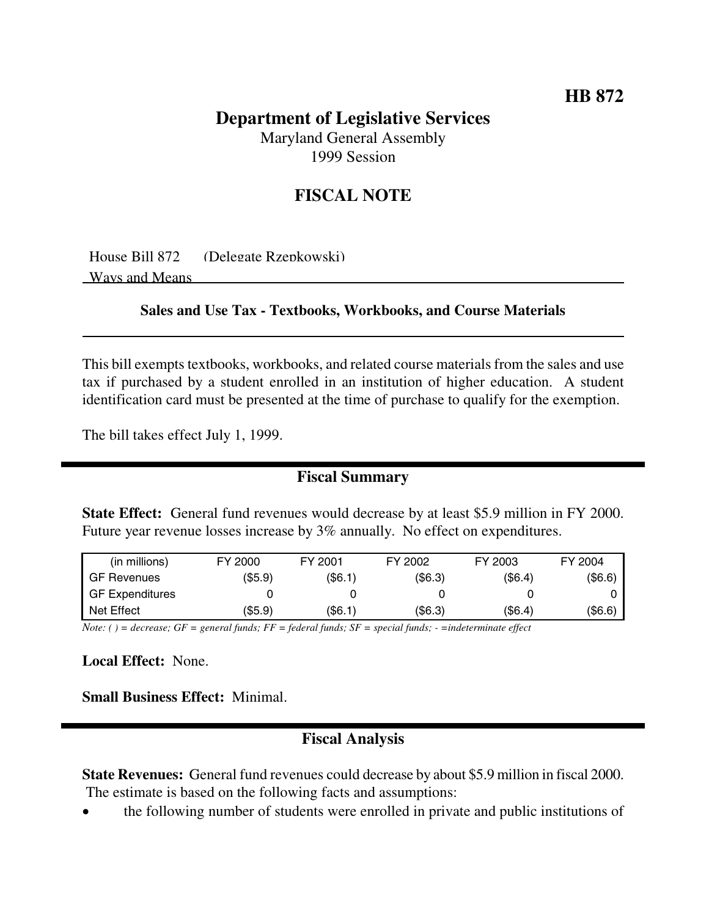# HB 872

## Department of Legislative Services

Maryland General Assembly
1999 Session

## FISCAL NOTE

House Bill 872 (Delegate Rzepkowski)
Ways and Means

### Sales and Use Tax - Textbooks, Workbooks, and Course Materials

This bill exempts textbooks, workbooks, and related course materials from the sales and use tax if purchased by a student enrolled in an institution of higher education. A student identification card must be presented at the time of purchase to qualify for the exemption.

The bill takes effect July 1, 1999.

## Fiscal Summary

**State Effect:** General fund revenues would decrease by at least $5.9 million in FY 2000. Future year revenue losses increase by 3% annually. No effect on expenditures.

| (in millions) | FY 2000 | FY 2001 | FY 2002 | FY 2003 | FY 2004 |
| --- | --- | --- | --- | --- | --- |
| GF Revenues | ($5.9) | ($6.1) | ($6.3) | ($6.4) | ($6.6) |
| GF Expenditures | 0 | 0 | 0 | 0 | 0 |
| Net Effect | ($5.9) | ($6.1) | ($6.3) | ($6.4) | ($6.6) |

*Note: ( ) = decrease; GF = general funds; FF = federal funds; SF = special funds; - =indeterminate effect*

**Local Effect:** None.

**Small Business Effect:** Minimal.

## Fiscal Analysis

**State Revenues:** General fund revenues could decrease by about $5.9 million in fiscal 2000. The estimate is based on the following facts and assumptions:

- the following number of students were enrolled in private and public institutions of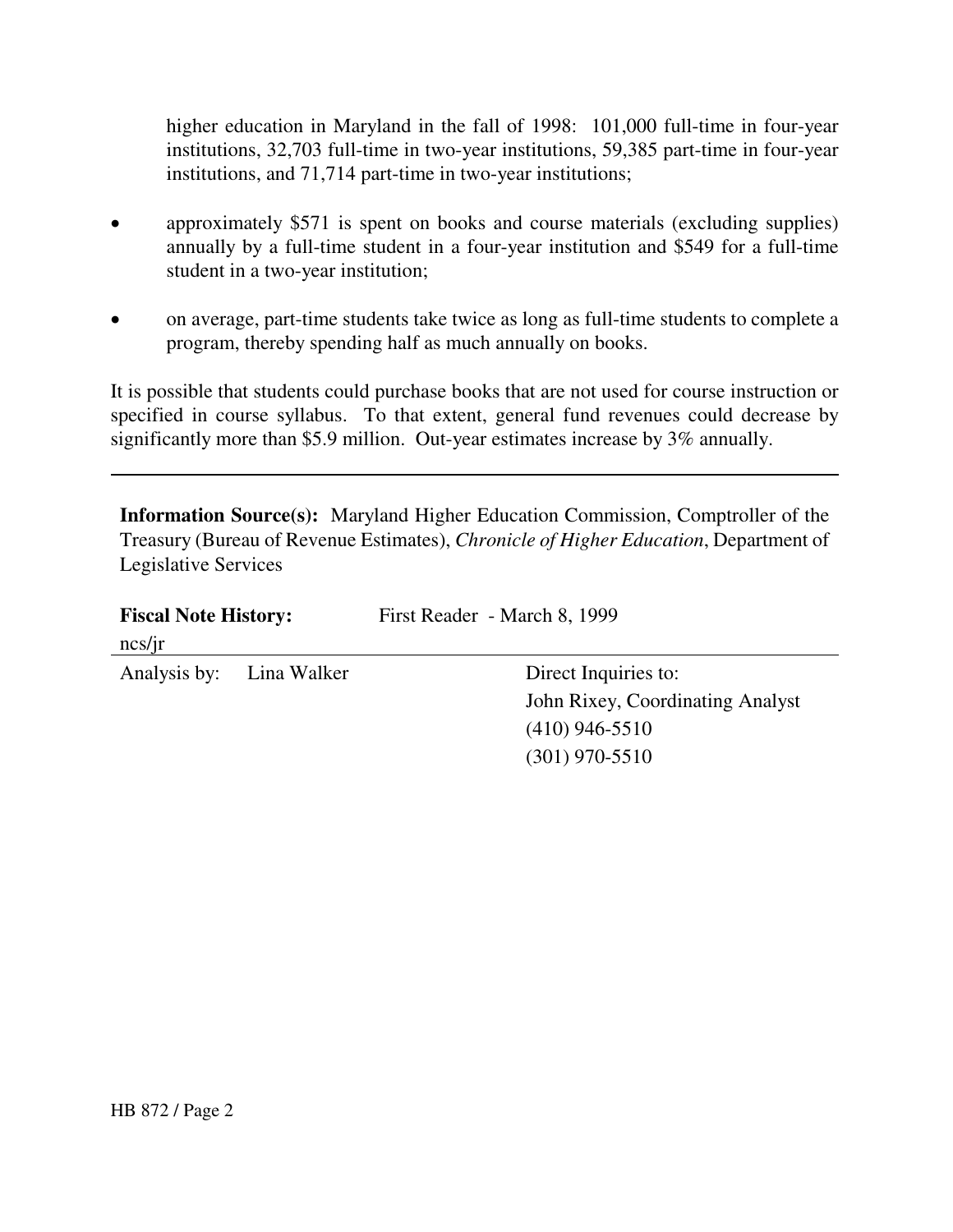higher education in Maryland in the fall of 1998: 101,000 full-time in four-year institutions, 32,703 full-time in two-year institutions, 59,385 part-time in four-year institutions, and 71,714 part-time in two-year institutions;

- approximately $571 is spent on books and course materials (excluding supplies) annually by a full-time student in a four-year institution and $549 for a full-time student in a two-year institution;
- on average, part-time students take twice as long as full-time students to complete a program, thereby spending half as much annually on books.

It is possible that students could purchase books that are not used for course instruction or specified in course syllabus. To that extent, general fund revenues could decrease by significantly more than $5.9 million. Out-year estimates increase by 3% annually.

---

**Information Source(s):** Maryland Higher Education Commission, Comptroller of the Treasury (Bureau of Revenue Estimates), *Chronicle of Higher Education*, Department of Legislative Services

**Fiscal Note History:** First Reader - March 8, 1999

ncs/jr

Analysis by: Lina Walker

Direct Inquiries to:
John Rixey, Coordinating Analyst
(410) 946-5510
(301) 970-5510